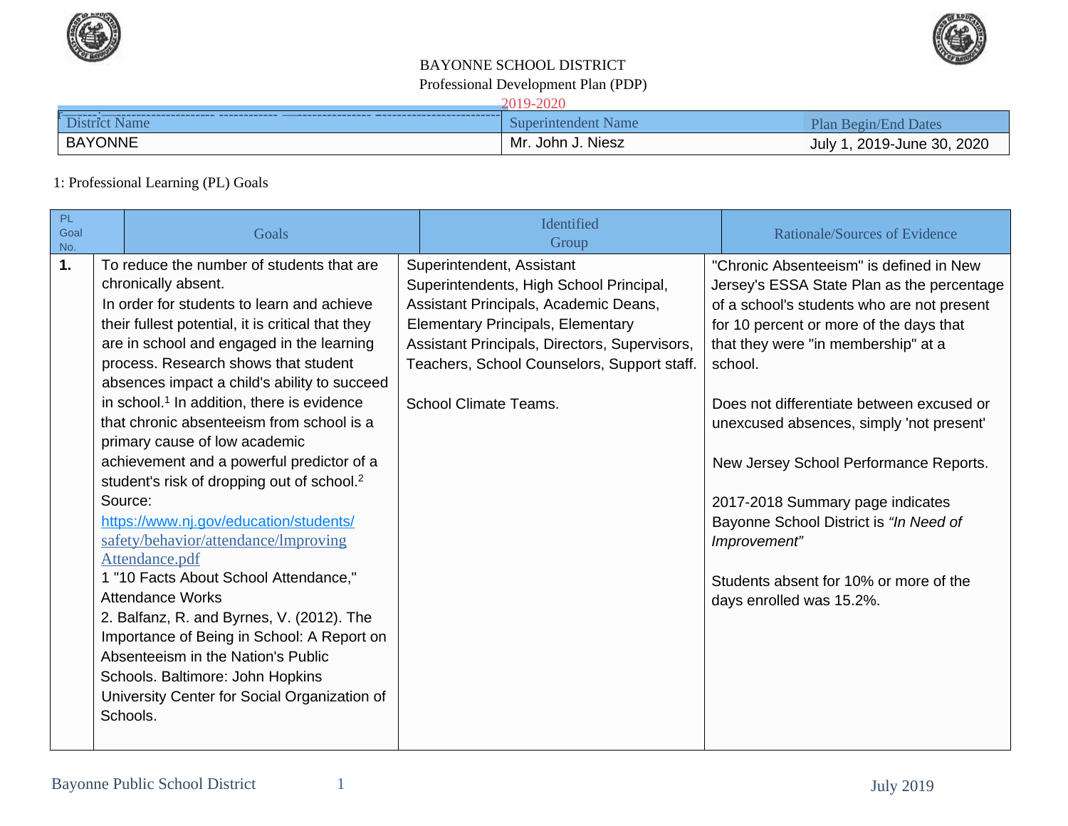# BAYONNE SCHOOL DISTRICT

Professional Development Plan (PDP)

2019-2020

| District Name | Superintendent Name | Plan Begin/End Dates |
|---|---|---|
| BAYONNE | Mr. John J. Niesz | July 1, 2019-June 30, 2020 |

1: Professional Learning (PL) Goals

| PL Goal No. | Goals | Identified Group | Rationale/Sources of Evidence |
|---|---|---|---|
| **1.** | To reduce the number of students that are chronically absent.<br>In order for students to learn and achieve their fullest potential, it is critical that they are in school and engaged in the learning process. Research shows that student absences impact a child's ability to succeed in school.[1] In addition, there is evidence that chronic absenteeism from school is a primary cause of low academic achievement and a powerful predictor of a student's risk of dropping out of school.[2]<br>Source:<br>https://www.nj.gov/education/students/safety/behavior/attendance/lmprovingAttendance.pdf<br>1 "10 Facts About School Attendance," Attendance Works<br>2. Balfanz, R. and Byrnes, V. (2012). The Importance of Being in School: A Report on Absenteeism in the Nation's Public Schools. Baltimore: John Hopkins University Center for Social Organization of Schools. | Superintendent, Assistant Superintendents, High School Principal, Assistant Principals, Academic Deans, Elementary Principals, Elementary Assistant Principals, Directors, Supervisors, Teachers, School Counselors, Support staff.<br><br>School Climate Teams. | "Chronic Absenteeism" is defined in New Jersey's ESSA State Plan as the percentage of a school's students who are not present for 10 percent or more of the days that that they were "in membership" at a school.<br><br>Does not differentiate between excused or unexcused absences, simply 'not present'<br><br>New Jersey School Performance Reports.<br><br>2017-2018 Summary page indicates Bayonne School District is *"In Need of Improvement"*<br><br>Students absent for 10% or more of the days enrolled was 15.2%. |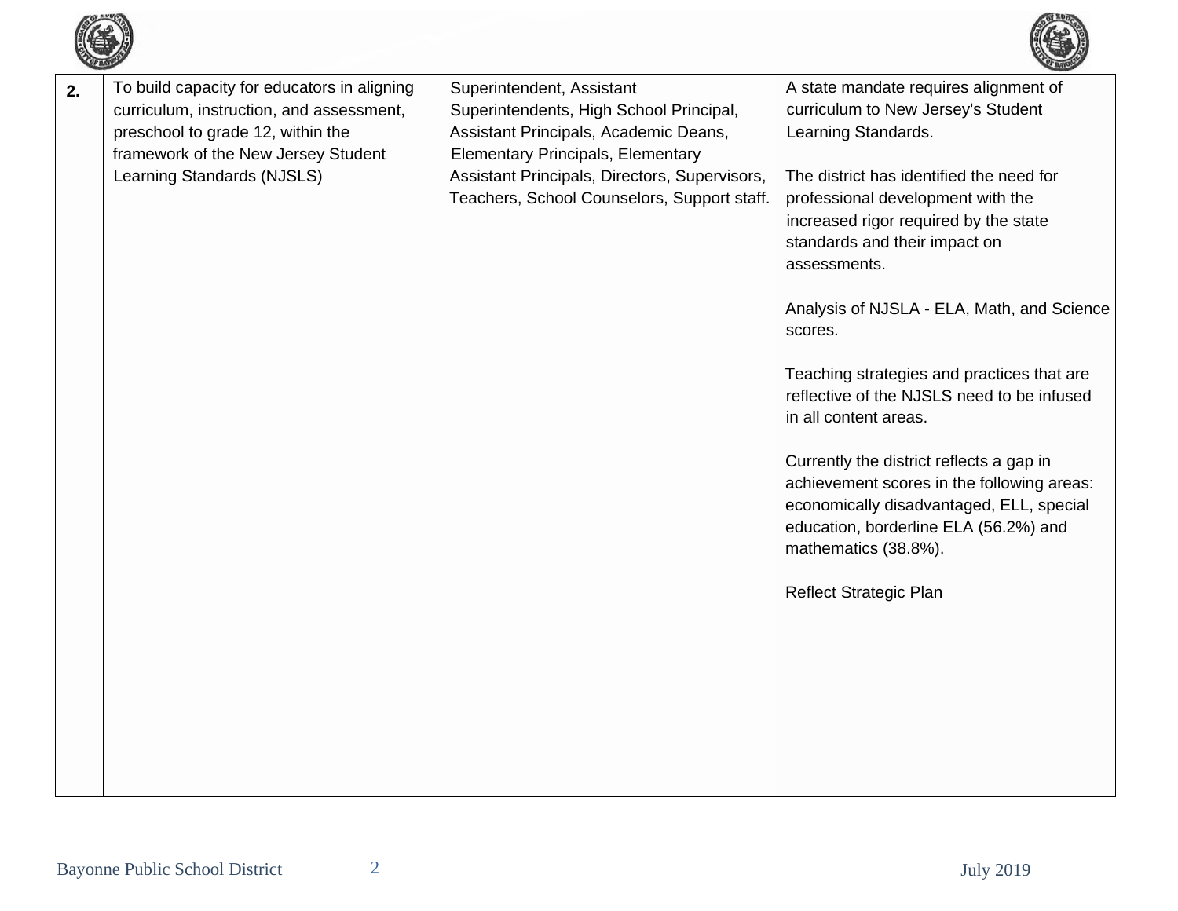| | | | |
|---|---|---|---|
| **2.** | To build capacity for educators in aligning curriculum, instruction, and assessment, preschool to grade 12, within the framework of the New Jersey Student Learning Standards (NJSLS) | Superintendent, Assistant Superintendents, High School Principal, Assistant Principals, Academic Deans, Elementary Principals, Elementary Assistant Principals, Directors, Supervisors, Teachers, School Counselors, Support staff. | A state mandate requires alignment of curriculum to New Jersey's Student Learning Standards.<br><br>The district has identified the need for professional development with the increased rigor required by the state standards and their impact on assessments.<br><br>Analysis of NJSLA - ELA, Math, and Science scores.<br><br>Teaching strategies and practices that are reflective of the NJSLS need to be infused in all content areas.<br><br>Currently the district reflects a gap in achievement scores in the following areas: economically disadvantaged, ELL, special education, borderline ELA (56.2%) and mathematics (38.8%).<br><br>Reflect Strategic Plan |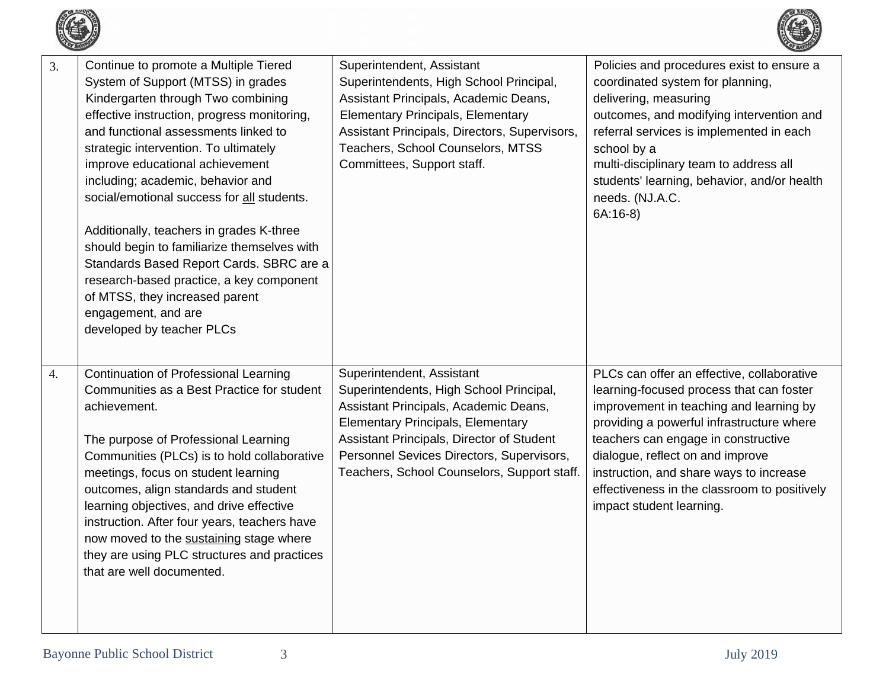| | | | |
|---|---|---|---|
| 3. | Continue to promote a Multiple Tiered System of Support (MTSS) in grades Kindergarten through Two combining effective instruction, progress monitoring, and functional assessments linked to strategic intervention. To ultimately improve educational achievement including; academic, behavior and social/emotional success for <u>all</u> students.<br><br>Additionally, teachers in grades K-three should begin to familiarize themselves with Standards Based Report Cards. SBRC are a research-based practice, a key component of MTSS, they increased parent engagement, and are developed by teacher PLCs | Superintendent, Assistant Superintendents, High School Principal, Assistant Principals, Academic Deans, Elementary Principals, Elementary Assistant Principals, Directors, Supervisors, Teachers, School Counselors, MTSS Committees, Support staff. | Policies and procedures exist to ensure a coordinated system for planning, delivering, measuring outcomes, and modifying intervention and referral services is implemented in each school by a multi-disciplinary team to address all students' learning, behavior, and/or health needs. (NJ.A.C. 6A:16-8) |
| 4. | Continuation of Professional Learning Communities as a Best Practice for student achievement.<br><br>The purpose of Professional Learning Communities (PLCs) is to hold collaborative meetings, focus on student learning outcomes, align standards and student learning objectives, and drive effective instruction. After four years, teachers have now moved to the <u>sustaining</u> stage where they are using PLC structures and practices that are well documented. | Superintendent, Assistant Superintendents, High School Principal, Assistant Principals, Academic Deans, Elementary Principals, Elementary Assistant Principals, Director of Student Personnel Sevices Directors, Supervisors, Teachers, School Counselors, Support staff. | PLCs can offer an effective, collaborative learning-focused process that can foster improvement in teaching and learning by providing a powerful infrastructure where teachers can engage in constructive dialogue, reflect on and improve instruction, and share ways to increase effectiveness in the classroom to positively impact student learning. |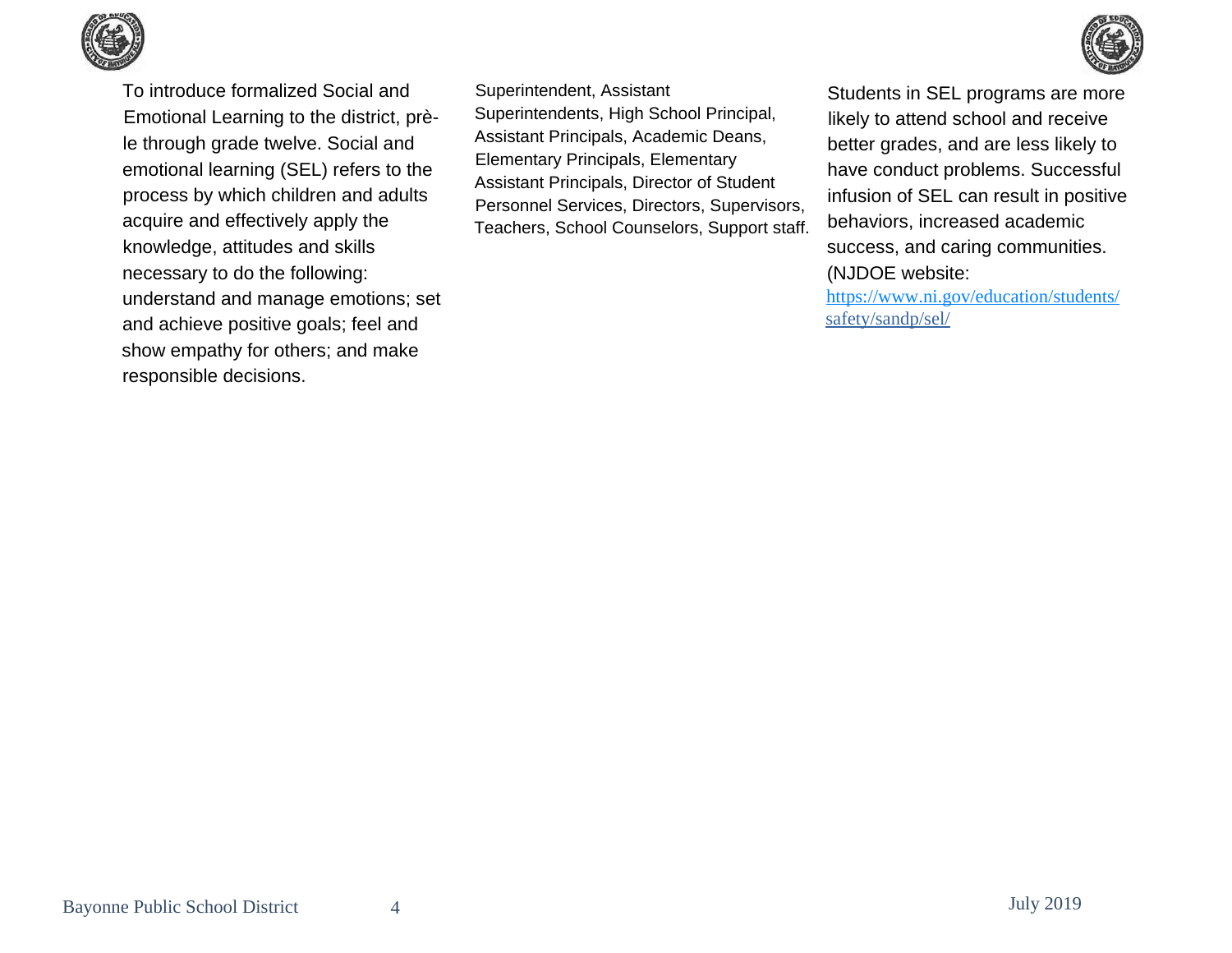| | | |
|---|---|---|
| To introduce formalized Social and Emotional Learning to the district, prè-le through grade twelve. Social and emotional learning (SEL) refers to the process by which children and adults acquire and effectively apply the knowledge, attitudes and skills necessary to do the following: understand and manage emotions; set and achieve positive goals; feel and show empathy for others; and make responsible decisions. | Superintendent, Assistant Superintendents, High School Principal, Assistant Principals, Academic Deans, Elementary Principals, Elementary Assistant Principals, Director of Student Personnel Services, Directors, Supervisors, Teachers, School Counselors, Support staff. | Students in SEL programs are more likely to attend school and receive better grades, and are less likely to have conduct problems. Successful infusion of SEL can result in positive behaviors, increased academic success, and caring communities. (NJDOE website: https://www.ni.gov/education/students/safety/sandp/sel/ |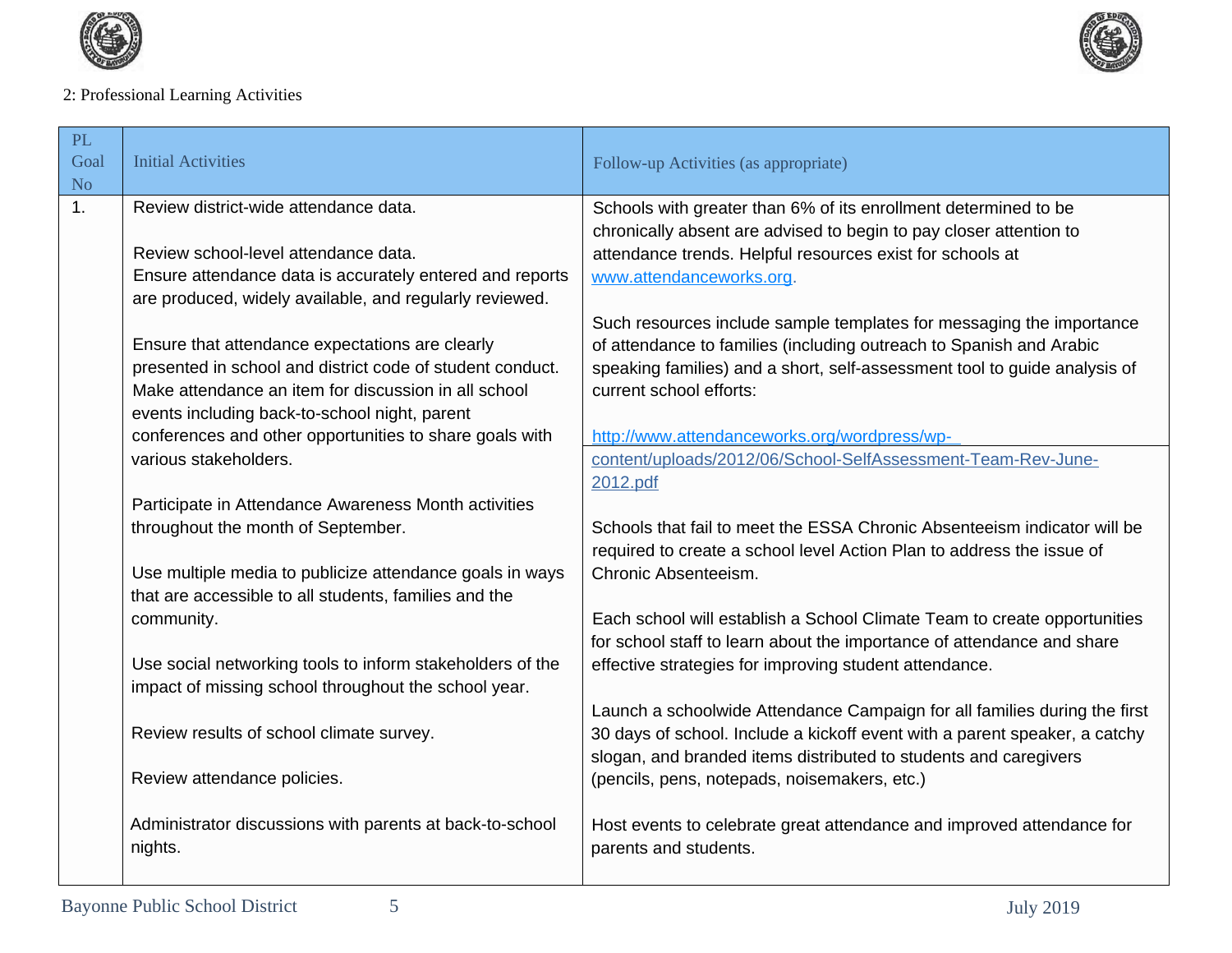2: Professional Learning Activities

| PL Goal No | Initial Activities | Follow-up Activities (as appropriate) |
|---|---|---|
| 1. | Review district-wide attendance data.<br><br>Review school-level attendance data.<br>Ensure attendance data is accurately entered and reports are produced, widely available, and regularly reviewed.<br><br>Ensure that attendance expectations are clearly presented in school and district code of student conduct.<br>Make attendance an item for discussion in all school events including back-to-school night, parent conferences and other opportunities to share goals with various stakeholders.<br><br>Participate in Attendance Awareness Month activities throughout the month of September.<br><br>Use multiple media to publicize attendance goals in ways that are accessible to all students, families and the community.<br><br>Use social networking tools to inform stakeholders of the impact of missing school throughout the school year.<br><br>Review results of school climate survey.<br><br>Review attendance policies.<br><br>Administrator discussions with parents at back-to-school nights. | Schools with greater than 6% of its enrollment determined to be chronically absent are advised to begin to pay closer attention to attendance trends. Helpful resources exist for schools at www.attendanceworks.org.<br><br>Such resources include sample templates for messaging the importance of attendance to families (including outreach to Spanish and Arabic speaking families) and a short, self-assessment tool to guide analysis of current school efforts:<br><br>http://www.attendanceworks.org/wordpress/wp-content/uploads/2012/06/School-SelfAssessment-Team-Rev-June-2012.pdf<br><br>Schools that fail to meet the ESSA Chronic Absenteeism indicator will be required to create a school level Action Plan to address the issue of Chronic Absenteeism.<br><br>Each school will establish a School Climate Team to create opportunities for school staff to learn about the importance of attendance and share effective strategies for improving student attendance.<br><br>Launch a schoolwide Attendance Campaign for all families during the first 30 days of school. Include a kickoff event with a parent speaker, a catchy slogan, and branded items distributed to students and caregivers (pencils, pens, notepads, noisemakers, etc.)<br><br>Host events to celebrate great attendance and improved attendance for parents and students. |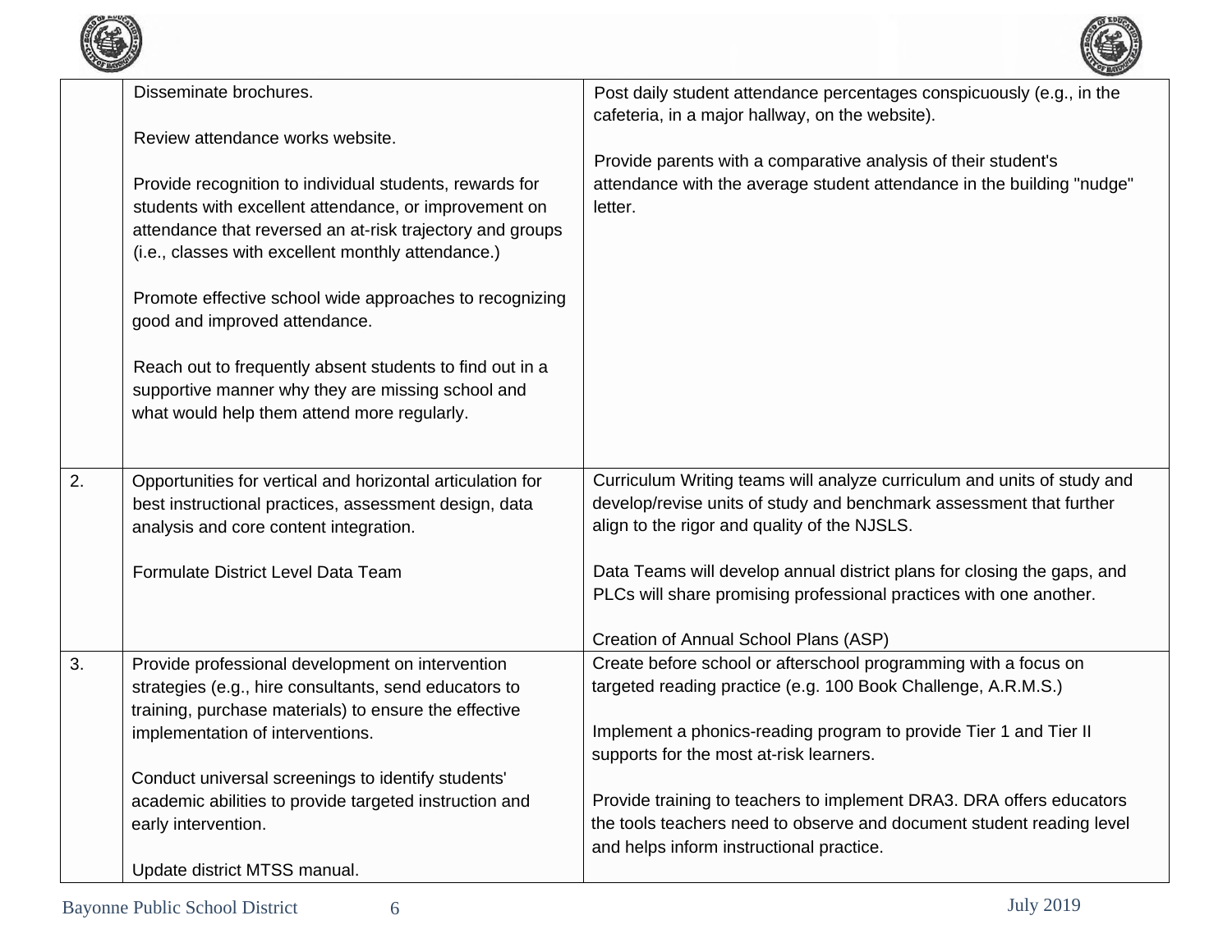| | | |
|---|---|---|
| | Disseminate brochures.<br><br>Review attendance works website.<br><br>Provide recognition to individual students, rewards for students with excellent attendance, or improvement on attendance that reversed an at-risk trajectory and groups (i.e., classes with excellent monthly attendance.)<br><br>Promote effective school wide approaches to recognizing good and improved attendance.<br><br>Reach out to frequently absent students to find out in a supportive manner why they are missing school and what would help them attend more regularly. | Post daily student attendance percentages conspicuously (e.g., in the cafeteria, in a major hallway, on the website).<br><br>Provide parents with a comparative analysis of their student's attendance with the average student attendance in the building "nudge" letter. |
| 2. | Opportunities for vertical and horizontal articulation for best instructional practices, assessment design, data analysis and core content integration.<br><br>Formulate District Level Data Team | Curriculum Writing teams will analyze curriculum and units of study and develop/revise units of study and benchmark assessment that further align to the rigor and quality of the NJSLS.<br><br>Data Teams will develop annual district plans for closing the gaps, and PLCs will share promising professional practices with one another.<br><br>Creation of Annual School Plans (ASP) |
| 3. | Provide professional development on intervention strategies (e.g., hire consultants, send educators to training, purchase materials) to ensure the effective implementation of interventions.<br><br>Conduct universal screenings to identify students' academic abilities to provide targeted instruction and early intervention.<br><br>Update district MTSS manual. | Create before school or afterschool programming with a focus on targeted reading practice (e.g. 100 Book Challenge, A.R.M.S.)<br><br>Implement a phonics-reading program to provide Tier 1 and Tier II supports for the most at-risk learners.<br><br>Provide training to teachers to implement DRA3. DRA offers educators the tools teachers need to observe and document student reading level and helps inform instructional practice. |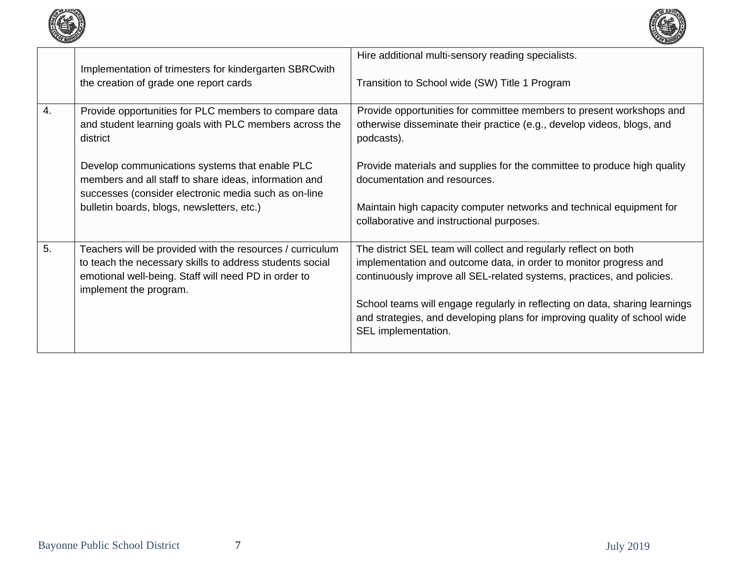| | | |
|---|---|---|
| | Implementation of trimesters for kindergarten SBRCwith the creation of grade one report cards | Hire additional multi-sensory reading specialists.<br><br>Transition to School wide (SW) Title 1 Program |
| 4. | Provide opportunities for PLC members to compare data and student learning goals with PLC members across the district<br><br>Develop communications systems that enable PLC members and all staff to share ideas, information and successes (consider electronic media such as on-line bulletin boards, blogs, newsletters, etc.) | Provide opportunities for committee members to present workshops and otherwise disseminate their practice (e.g., develop videos, blogs, and podcasts).<br><br>Provide materials and supplies for the committee to produce high quality documentation and resources.<br><br>Maintain high capacity computer networks and technical equipment for collaborative and instructional purposes. |
| 5. | Teachers will be provided with the resources / curriculum to teach the necessary skills to address students social emotional well-being. Staff will need PD in order to implement the program. | The district SEL team will collect and regularly reflect on both implementation and outcome data, in order to monitor progress and continuously improve all SEL-related systems, practices, and policies.<br><br>School teams will engage regularly in reflecting on data, sharing learnings and strategies, and developing plans for improving quality of school wide SEL implementation. |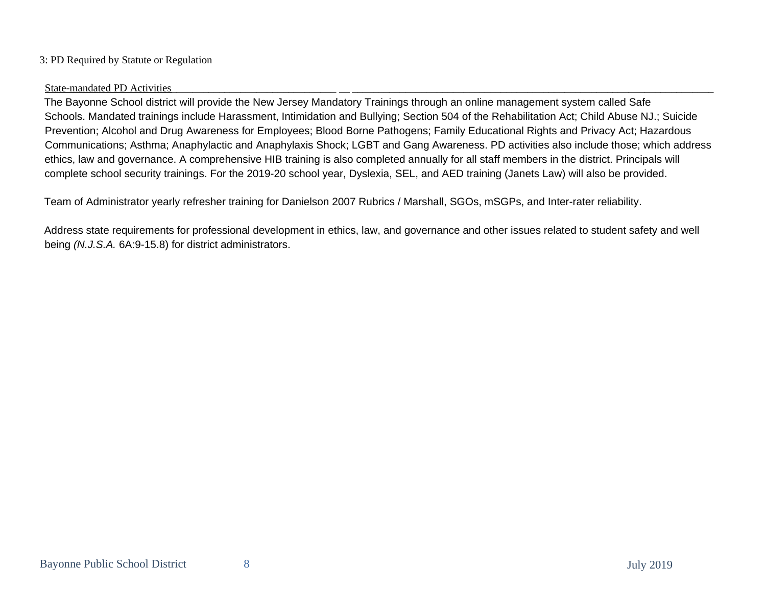## 3: PD Required by Statute or Regulation

State-mandated PD Activities

The Bayonne School district will provide the New Jersey Mandatory Trainings through an online management system called Safe Schools. Mandated trainings include Harassment, Intimidation and Bullying; Section 504 of the Rehabilitation Act; Child Abuse NJ.; Suicide Prevention; Alcohol and Drug Awareness for Employees; Blood Borne Pathogens; Family Educational Rights and Privacy Act; Hazardous Communications; Asthma; Anaphylactic and Anaphylaxis Shock; LGBT and Gang Awareness. PD activities also include those; which address ethics, law and governance. A comprehensive HIB training is also completed annually for all staff members in the district. Principals will complete school security trainings. For the 2019-20 school year, Dyslexia, SEL, and AED training (Janets Law) will also be provided.

Team of Administrator yearly refresher training for Danielson 2007 Rubrics / Marshall, SGOs, mSGPs, and Inter-rater reliability.

Address state requirements for professional development in ethics, law, and governance and other issues related to student safety and well being *(N.J.S.A.* 6A:9-15.8) for district administrators.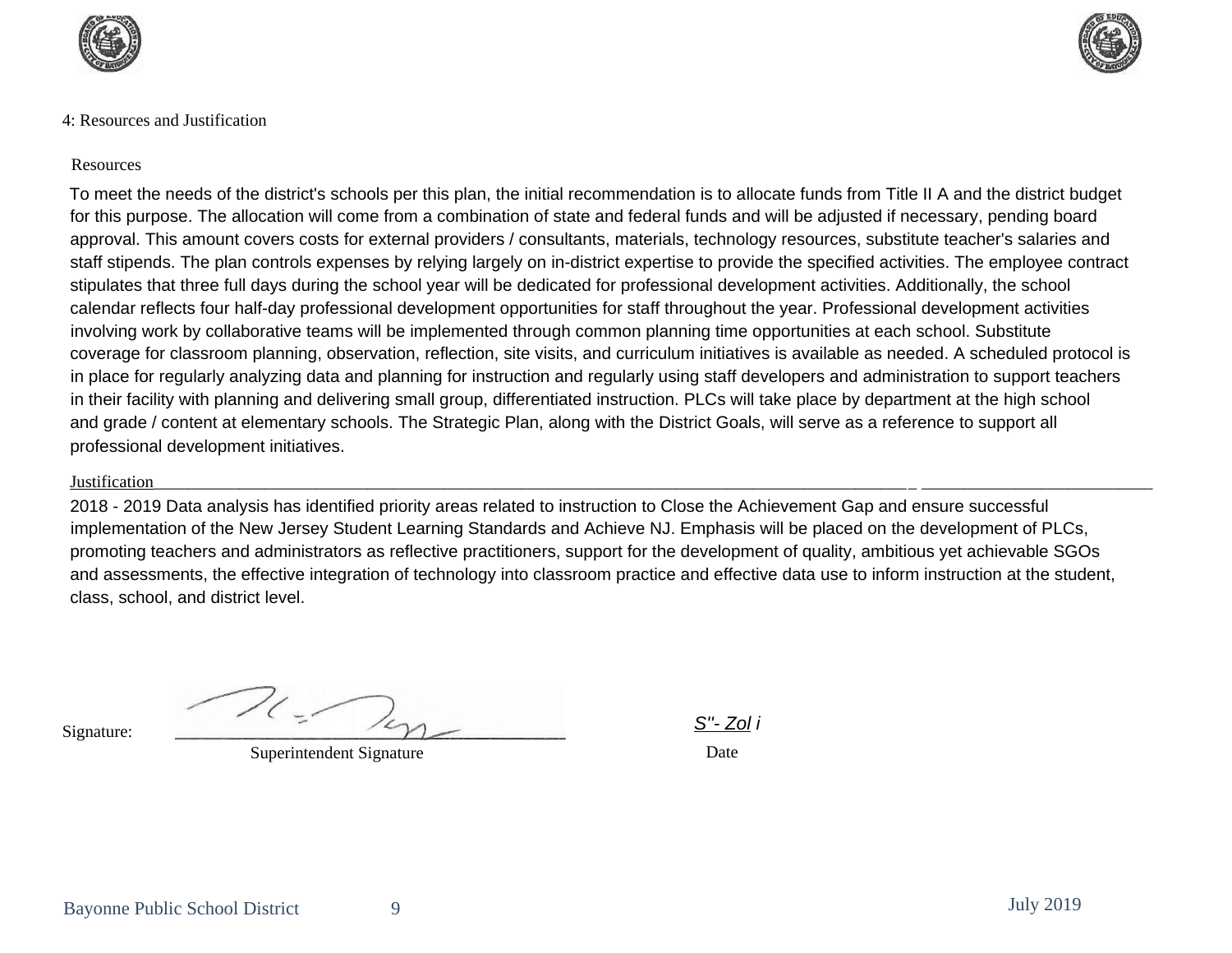4: Resources and Justification

Resources

To meet the needs of the district's schools per this plan, the initial recommendation is to allocate funds from Title II A and the district budget for this purpose. The allocation will come from a combination of state and federal funds and will be adjusted if necessary, pending board approval. This amount covers costs for external providers / consultants, materials, technology resources, substitute teacher's salaries and staff stipends. The plan controls expenses by relying largely on in-district expertise to provide the specified activities. The employee contract stipulates that three full days during the school year will be dedicated for professional development activities. Additionally, the school calendar reflects four half-day professional development opportunities for staff throughout the year. Professional development activities involving work by collaborative teams will be implemented through common planning time opportunities at each school. Substitute coverage for classroom planning, observation, reflection, site visits, and curriculum initiatives is available as needed. A scheduled protocol is in place for regularly analyzing data and planning for instruction and regularly using staff developers and administration to support teachers in their facility with planning and delivering small group, differentiated instruction. PLCs will take place by department at the high school and grade / content at elementary schools. The Strategic Plan, along with the District Goals, will serve as a reference to support all professional development initiatives.

Justification

2018 - 2019 Data analysis has identified priority areas related to instruction to Close the Achievement Gap and ensure successful implementation of the New Jersey Student Learning Standards and Achieve NJ. Emphasis will be placed on the development of PLCs, promoting teachers and administrators as reflective practitioners, support for the development of quality, ambitious yet achievable SGOs and assessments, the effective integration of technology into classroom practice and effective data use to inform instruction at the student, class, school, and district level.

Signature: ______________________ S"- Zol i

Superintendent Signature Date

Bayonne Public School District July 2019